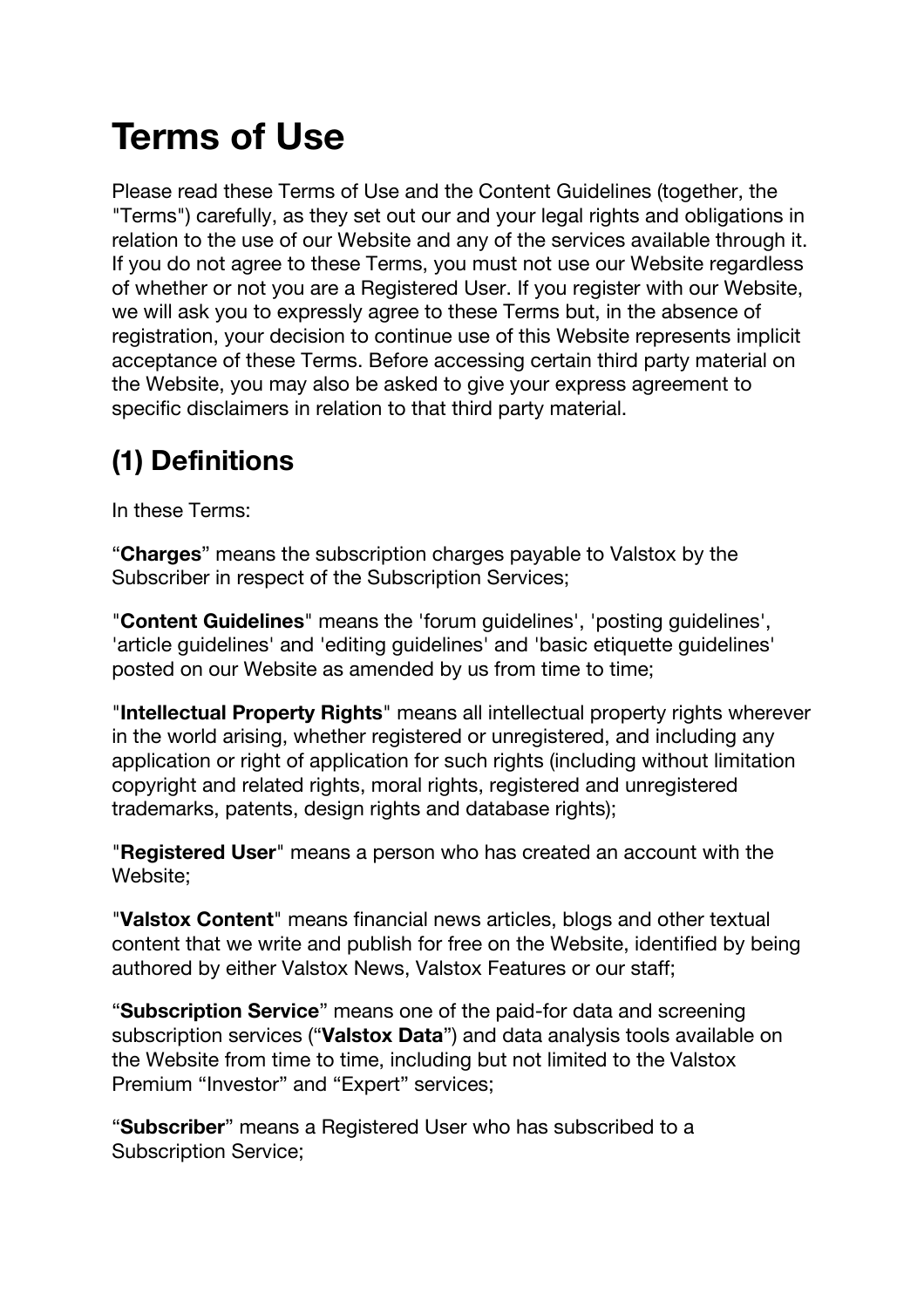# Terms of Use

Please read these Terms of Use and the Content Guidelines (together, the "Terms") carefully, as they set out our and your legal rights and obligations in relation to the use of our Website and any of the services available through it. If you do not agree to these Terms, you must not use our Website regardless of whether or not you are a Registered User. If you register with our Website, we will ask you to expressly agree to these Terms but, in the absence of registration, your decision to continue use of this Website represents implicit acceptance of these Terms. Before accessing certain third party material on the Website, you may also be asked to give your express agreement to specific disclaimers in relation to that third party material.

## (1) Definitions

In these Terms:

"**Charges**" means the subscription charges payable to Valstox by the Subscriber in respect of the Subscription Services;

"**Content Guidelines**" means the 'forum guidelines', 'posting guidelines', 'article guidelines' and 'editing guidelines' and 'basic etiquette guidelines' posted on our Website as amended by us from time to time;

"**Intellectual Property Rights**" means all intellectual property rights wherever in the world arising, whether registered or unregistered, and including any application or right of application for such rights (including without limitation copyright and related rights, moral rights, registered and unregistered trademarks, patents, design rights and database rights);

"**Registered User**" means a person who has created an account with the Website;

"**Valstox Content**" means financial news articles, blogs and other textual content that we write and publish for free on the Website, identified by being authored by either Valstox News, Valstox Features or our staff;

"**Subscription Service**" means one of the paid-for data and screening subscription services ("**Valstox Data**") and data analysis tools available on the Website from time to time, including but not limited to the Valstox Premium "Investor" and "Expert" services;

"**Subscriber**" means a Registered User who has subscribed to a Subscription Service;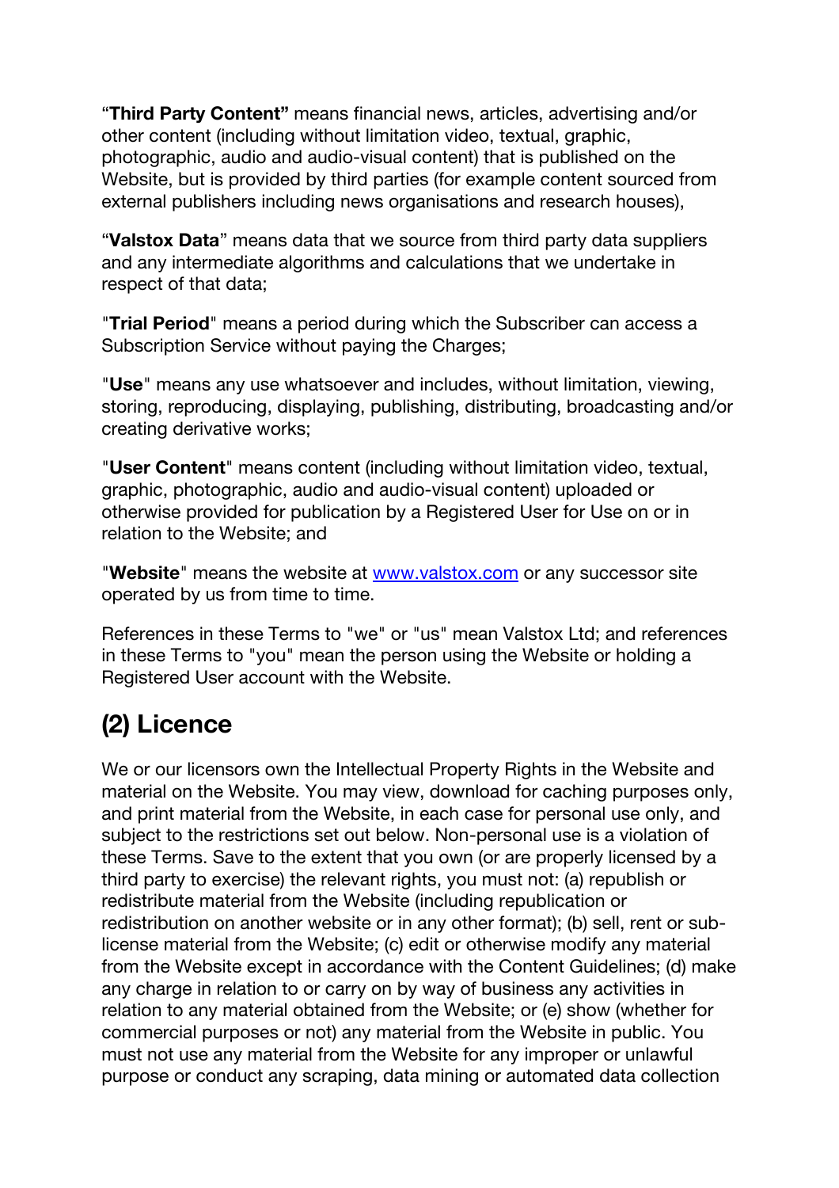"**Third Party Content**" means financial news, articles, advertising and/or other content (including without limitation video, textual, graphic, photographic, audio and audio-visual content) that is published on the Website, but is provided by third parties (for example content sourced from external publishers including news organisations and research houses),

"**Valstox Data**" means data that we source from third party data suppliers and any intermediate algorithms and calculations that we undertake in respect of that data;

"**Trial Period**" means a period during which the Subscriber can access a Subscription Service without paying the Charges;

"**Use**" means any use whatsoever and includes, without limitation, viewing, storing, reproducing, displaying, publishing, distributing, broadcasting and/or creating derivative works;

"**User Content**" means content (including without limitation video, textual, graphic, photographic, audio and audio-visual content) uploaded or otherwise provided for publication by a Registered User for Use on or in relation to the Website; and

"**Website**" means the website at [www.valstox.com](http://www.valstox.com) or any successor site operated by us from time to time.

References in these Terms to "we" or "us" mean Valstox Ltd; and references in these Terms to "you" mean the person using the Website or holding a Registered User account with the Website.

## (2) Licence

We or our licensors own the Intellectual Property Rights in the Website and material on the Website. You may view, download for caching purposes only, and print material from the Website, in each case for personal use only, and subject to the restrictions set out below. Non-personal use is a violation of these Terms. Save to the extent that you own (or are properly licensed by a third party to exercise) the relevant rights, you must not: (a) republish or redistribute material from the Website (including republication or redistribution on another website or in any other format); (b) sell, rent or sub-license material from the Website; (c) edit or otherwise modify any material from the Website except in accordance with the Content Guidelines; (d) make any charge in relation to or carry on by way of business any activities in relation to any material obtained from the Website; or (e) show (whether for commercial purposes or not) any material from the Website in public. You must not use any material from the Website for any improper or unlawful purpose or conduct any scraping, data mining or automated data collection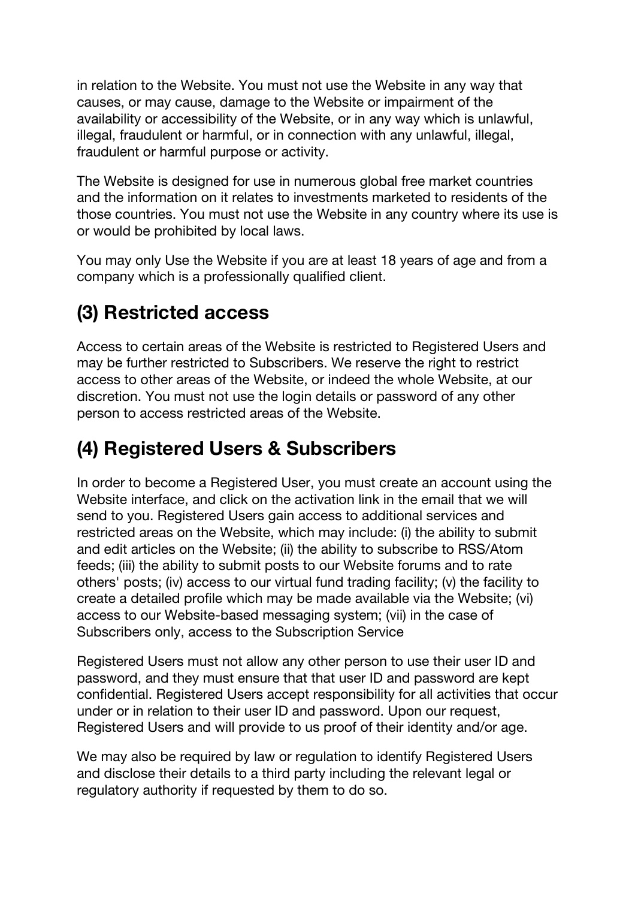in relation to the Website. You must not use the Website in any way that causes, or may cause, damage to the Website or impairment of the availability or accessibility of the Website, or in any way which is unlawful, illegal, fraudulent or harmful, or in connection with any unlawful, illegal, fraudulent or harmful purpose or activity.

The Website is designed for use in numerous global free market countries and the information on it relates to investments marketed to residents of the those countries. You must not use the Website in any country where its use is or would be prohibited by local laws.

You may only Use the Website if you are at least 18 years of age and from a company which is a professionally qualified client.

## (3) Restricted access

Access to certain areas of the Website is restricted to Registered Users and may be further restricted to Subscribers. We reserve the right to restrict access to other areas of the Website, or indeed the whole Website, at our discretion. You must not use the login details or password of any other person to access restricted areas of the Website.

## (4) Registered Users & Subscribers

In order to become a Registered User, you must create an account using the Website interface, and click on the activation link in the email that we will send to you. Registered Users gain access to additional services and restricted areas on the Website, which may include: (i) the ability to submit and edit articles on the Website; (ii) the ability to subscribe to RSS/Atom feeds; (iii) the ability to submit posts to our Website forums and to rate others' posts; (iv) access to our virtual fund trading facility; (v) the facility to create a detailed profile which may be made available via the Website; (vi) access to our Website-based messaging system; (vii) in the case of Subscribers only, access to the Subscription Service

Registered Users must not allow any other person to use their user ID and password, and they must ensure that that user ID and password are kept confidential. Registered Users accept responsibility for all activities that occur under or in relation to their user ID and password. Upon our request, Registered Users and will provide to us proof of their identity and/or age.

We may also be required by law or regulation to identify Registered Users and disclose their details to a third party including the relevant legal or regulatory authority if requested by them to do so.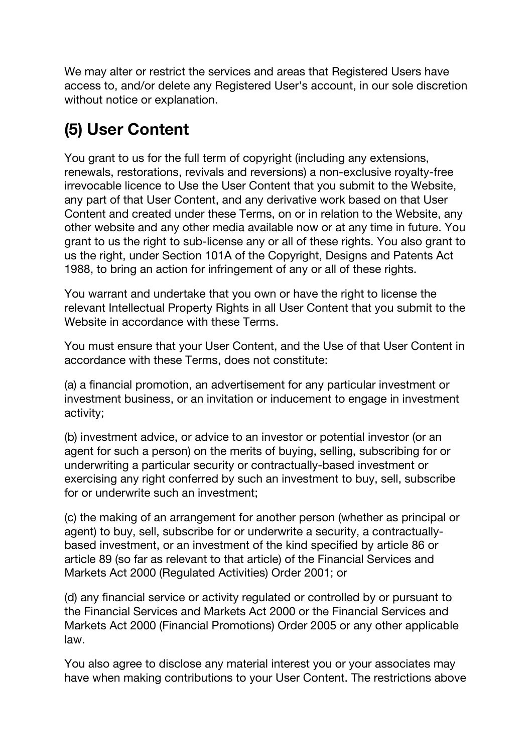We may alter or restrict the services and areas that Registered Users have access to, and/or delete any Registered User's account, in our sole discretion without notice or explanation.

## (5) User Content

You grant to us for the full term of copyright (including any extensions, renewals, restorations, revivals and reversions) a non-exclusive royalty-free irrevocable licence to Use the User Content that you submit to the Website, any part of that User Content, and any derivative work based on that User Content and created under these Terms, on or in relation to the Website, any other website and any other media available now or at any time in future. You grant to us the right to sub-license any or all of these rights. You also grant to us the right, under Section 101A of the Copyright, Designs and Patents Act 1988, to bring an action for infringement of any or all of these rights.

You warrant and undertake that you own or have the right to license the relevant Intellectual Property Rights in all User Content that you submit to the Website in accordance with these Terms.

You must ensure that your User Content, and the Use of that User Content in accordance with these Terms, does not constitute:

(a) a financial promotion, an advertisement for any particular investment or investment business, or an invitation or inducement to engage in investment activity;

(b) investment advice, or advice to an investor or potential investor (or an agent for such a person) on the merits of buying, selling, subscribing for or underwriting a particular security or contractually-based investment or exercising any right conferred by such an investment to buy, sell, subscribe for or underwrite such an investment;

(c) the making of an arrangement for another person (whether as principal or agent) to buy, sell, subscribe for or underwrite a security, a contractually-based investment, or an investment of the kind specified by article 86 or article 89 (so far as relevant to that article) of the Financial Services and Markets Act 2000 (Regulated Activities) Order 2001; or

(d) any financial service or activity regulated or controlled by or pursuant to the Financial Services and Markets Act 2000 or the Financial Services and Markets Act 2000 (Financial Promotions) Order 2005 or any other applicable law.

You also agree to disclose any material interest you or your associates may have when making contributions to your User Content. The restrictions above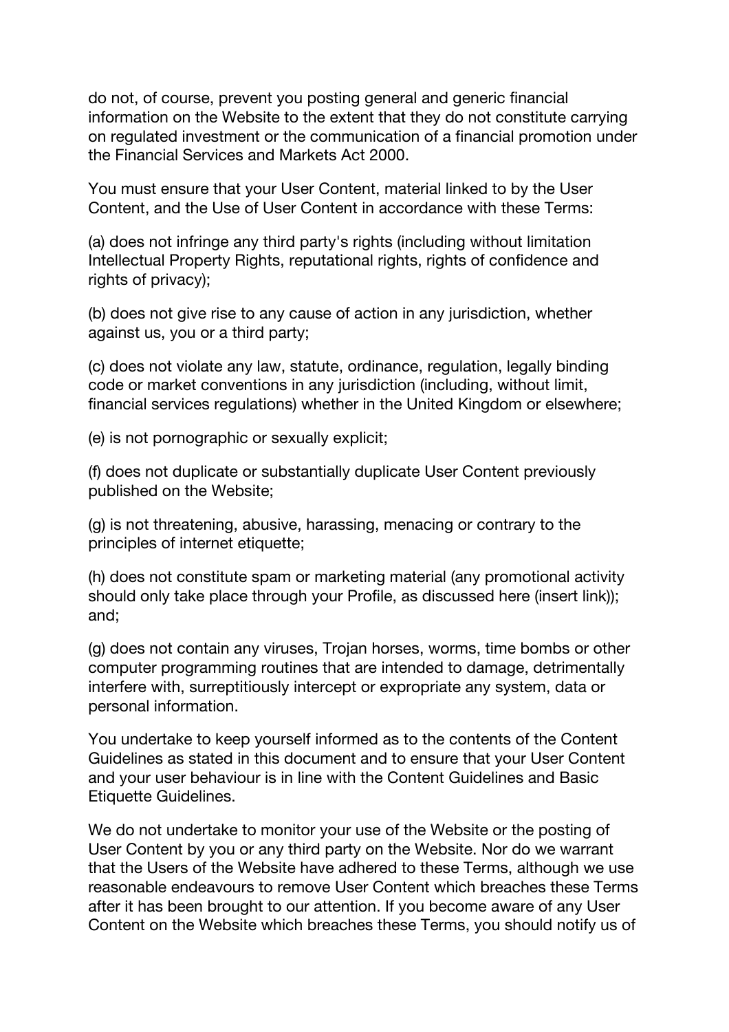do not, of course, prevent you posting general and generic financial information on the Website to the extent that they do not constitute carrying on regulated investment or the communication of a financial promotion under the Financial Services and Markets Act 2000.

You must ensure that your User Content, material linked to by the User Content, and the Use of User Content in accordance with these Terms:

(a) does not infringe any third party's rights (including without limitation Intellectual Property Rights, reputational rights, rights of confidence and rights of privacy);

(b) does not give rise to any cause of action in any jurisdiction, whether against us, you or a third party;

(c) does not violate any law, statute, ordinance, regulation, legally binding code or market conventions in any jurisdiction (including, without limit, financial services regulations) whether in the United Kingdom or elsewhere;

(e) is not pornographic or sexually explicit;

(f) does not duplicate or substantially duplicate User Content previously published on the Website;

(g) is not threatening, abusive, harassing, menacing or contrary to the principles of internet etiquette;

(h) does not constitute spam or marketing material (any promotional activity should only take place through your Profile, as discussed here (insert link)); and;

(g) does not contain any viruses, Trojan horses, worms, time bombs or other computer programming routines that are intended to damage, detrimentally interfere with, surreptitiously intercept or expropriate any system, data or personal information.

You undertake to keep yourself informed as to the contents of the Content Guidelines as stated in this document and to ensure that your User Content and your user behaviour is in line with the Content Guidelines and Basic Etiquette Guidelines.

We do not undertake to monitor your use of the Website or the posting of User Content by you or any third party on the Website. Nor do we warrant that the Users of the Website have adhered to these Terms, although we use reasonable endeavours to remove User Content which breaches these Terms after it has been brought to our attention. If you become aware of any User Content on the Website which breaches these Terms, you should notify us of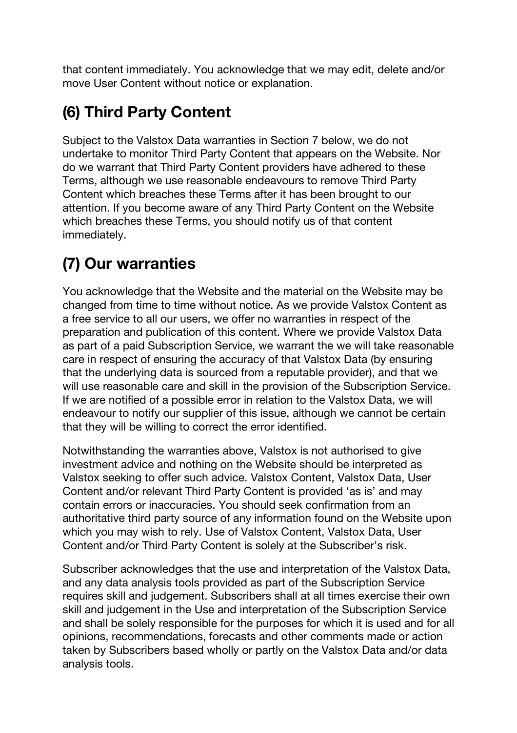that content immediately. You acknowledge that we may edit, delete and/or move User Content without notice or explanation.

## (6) Third Party Content

Subject to the Valstox Data warranties in Section 7 below, we do not undertake to monitor Third Party Content that appears on the Website. Nor do we warrant that Third Party Content providers have adhered to these Terms, although we use reasonable endeavours to remove Third Party Content which breaches these Terms after it has been brought to our attention. If you become aware of any Third Party Content on the Website which breaches these Terms, you should notify us of that content immediately.

## (7) Our warranties

You acknowledge that the Website and the material on the Website may be changed from time to time without notice. As we provide Valstox Content as a free service to all our users, we offer no warranties in respect of the preparation and publication of this content. Where we provide Valstox Data as part of a paid Subscription Service, we warrant the we will take reasonable care in respect of ensuring the accuracy of that Valstox Data (by ensuring that the underlying data is sourced from a reputable provider), and that we will use reasonable care and skill in the provision of the Subscription Service. If we are notified of a possible error in relation to the Valstox Data, we will endeavour to notify our supplier of this issue, although we cannot be certain that they will be willing to correct the error identified.

Notwithstanding the warranties above, Valstox is not authorised to give investment advice and nothing on the Website should be interpreted as Valstox seeking to offer such advice. Valstox Content, Valstox Data, User Content and/or relevant Third Party Content is provided 'as is' and may contain errors or inaccuracies. You should seek confirmation from an authoritative third party source of any information found on the Website upon which you may wish to rely. Use of Valstox Content, Valstox Data, User Content and/or Third Party Content is solely at the Subscriber's risk.

Subscriber acknowledges that the use and interpretation of the Valstox Data, and any data analysis tools provided as part of the Subscription Service requires skill and judgement. Subscribers shall at all times exercise their own skill and judgement in the Use and interpretation of the Subscription Service and shall be solely responsible for the purposes for which it is used and for all opinions, recommendations, forecasts and other comments made or action taken by Subscribers based wholly or partly on the Valstox Data and/or data analysis tools.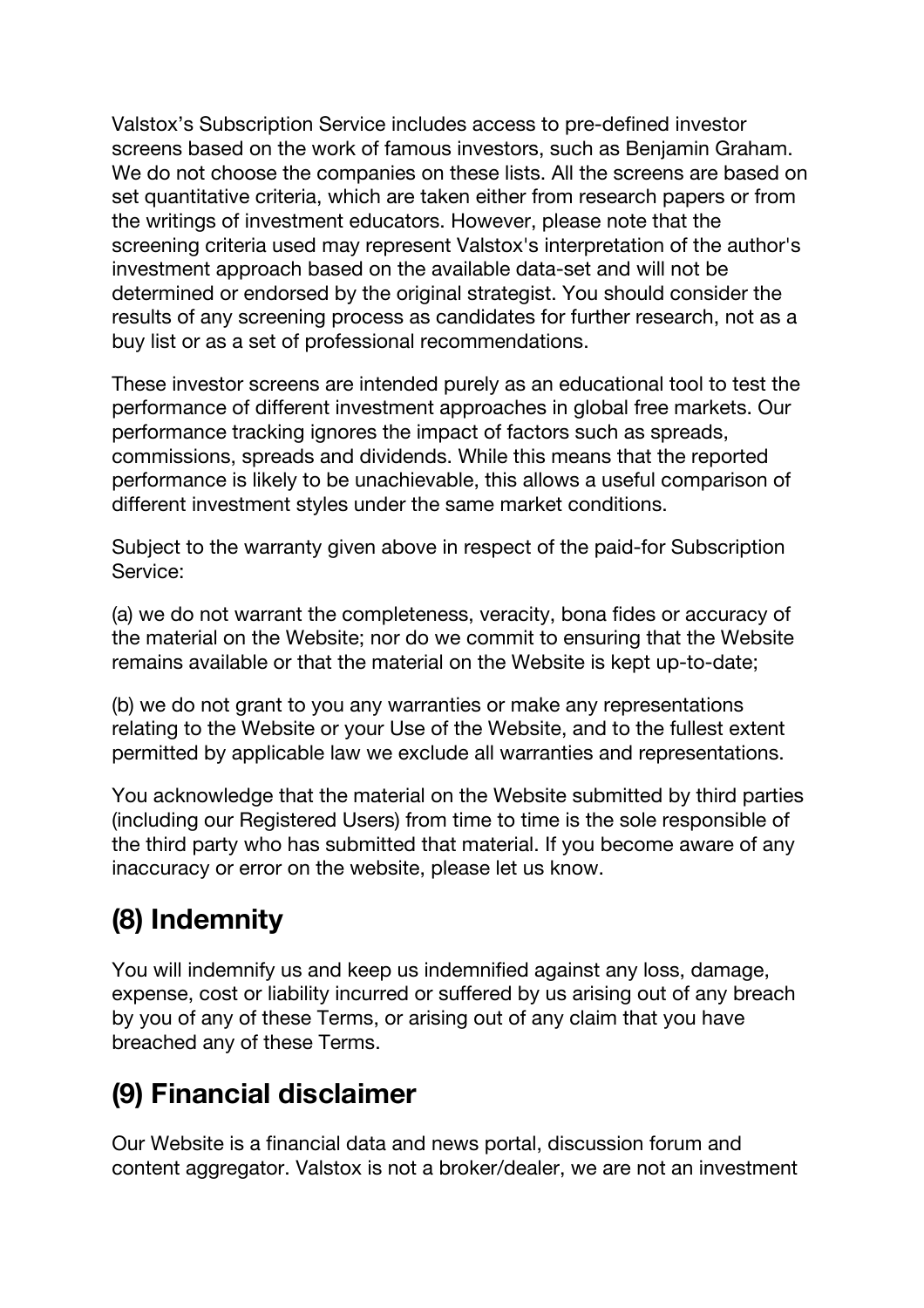Valstox's Subscription Service includes access to pre-defined investor screens based on the work of famous investors, such as Benjamin Graham. We do not choose the companies on these lists. All the screens are based on set quantitative criteria, which are taken either from research papers or from the writings of investment educators. However, please note that the screening criteria used may represent Valstox's interpretation of the author's investment approach based on the available data-set and will not be determined or endorsed by the original strategist. You should consider the results of any screening process as candidates for further research, not as a buy list or as a set of professional recommendations.

These investor screens are intended purely as an educational tool to test the performance of different investment approaches in global free markets. Our performance tracking ignores the impact of factors such as spreads, commissions, spreads and dividends. While this means that the reported performance is likely to be unachievable, this allows a useful comparison of different investment styles under the same market conditions.

Subject to the warranty given above in respect of the paid-for Subscription Service:

(a) we do not warrant the completeness, veracity, bona fides or accuracy of the material on the Website; nor do we commit to ensuring that the Website remains available or that the material on the Website is kept up-to-date;

(b) we do not grant to you any warranties or make any representations relating to the Website or your Use of the Website, and to the fullest extent permitted by applicable law we exclude all warranties and representations.

You acknowledge that the material on the Website submitted by third parties (including our Registered Users) from time to time is the sole responsible of the third party who has submitted that material. If you become aware of any inaccuracy or error on the website, please let us know.

## (8) Indemnity

You will indemnify us and keep us indemnified against any loss, damage, expense, cost or liability incurred or suffered by us arising out of any breach by you of any of these Terms, or arising out of any claim that you have breached any of these Terms.

## (9) Financial disclaimer

Our Website is a financial data and news portal, discussion forum and content aggregator. Valstox is not a broker/dealer, we are not an investment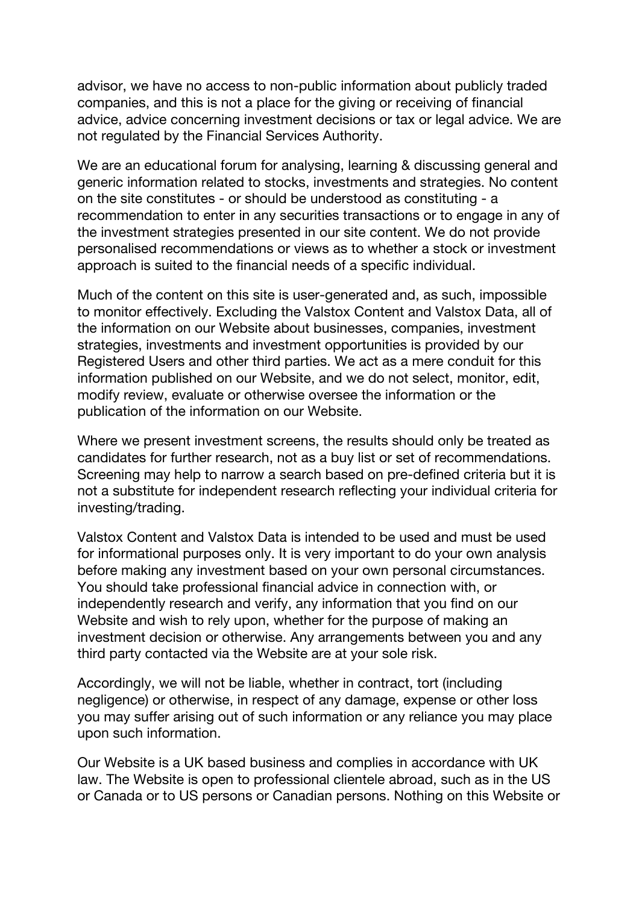advisor, we have no access to non-public information about publicly traded companies, and this is not a place for the giving or receiving of financial advice, advice concerning investment decisions or tax or legal advice. We are not regulated by the Financial Services Authority.

We are an educational forum for analysing, learning & discussing general and generic information related to stocks, investments and strategies. No content on the site constitutes - or should be understood as constituting - a recommendation to enter in any securities transactions or to engage in any of the investment strategies presented in our site content. We do not provide personalised recommendations or views as to whether a stock or investment approach is suited to the financial needs of a specific individual.

Much of the content on this site is user-generated and, as such, impossible to monitor effectively. Excluding the Valstox Content and Valstox Data, all of the information on our Website about businesses, companies, investment strategies, investments and investment opportunities is provided by our Registered Users and other third parties. We act as a mere conduit for this information published on our Website, and we do not select, monitor, edit, modify review, evaluate or otherwise oversee the information or the publication of the information on our Website.

Where we present investment screens, the results should only be treated as candidates for further research, not as a buy list or set of recommendations. Screening may help to narrow a search based on pre-defined criteria but it is not a substitute for independent research reflecting your individual criteria for investing/trading.

Valstox Content and Valstox Data is intended to be used and must be used for informational purposes only. It is very important to do your own analysis before making any investment based on your own personal circumstances. You should take professional financial advice in connection with, or independently research and verify, any information that you find on our Website and wish to rely upon, whether for the purpose of making an investment decision or otherwise. Any arrangements between you and any third party contacted via the Website are at your sole risk.

Accordingly, we will not be liable, whether in contract, tort (including negligence) or otherwise, in respect of any damage, expense or other loss you may suffer arising out of such information or any reliance you may place upon such information.

Our Website is a UK based business and complies in accordance with UK law. The Website is open to professional clientele abroad, such as in the US or Canada or to US persons or Canadian persons. Nothing on this Website or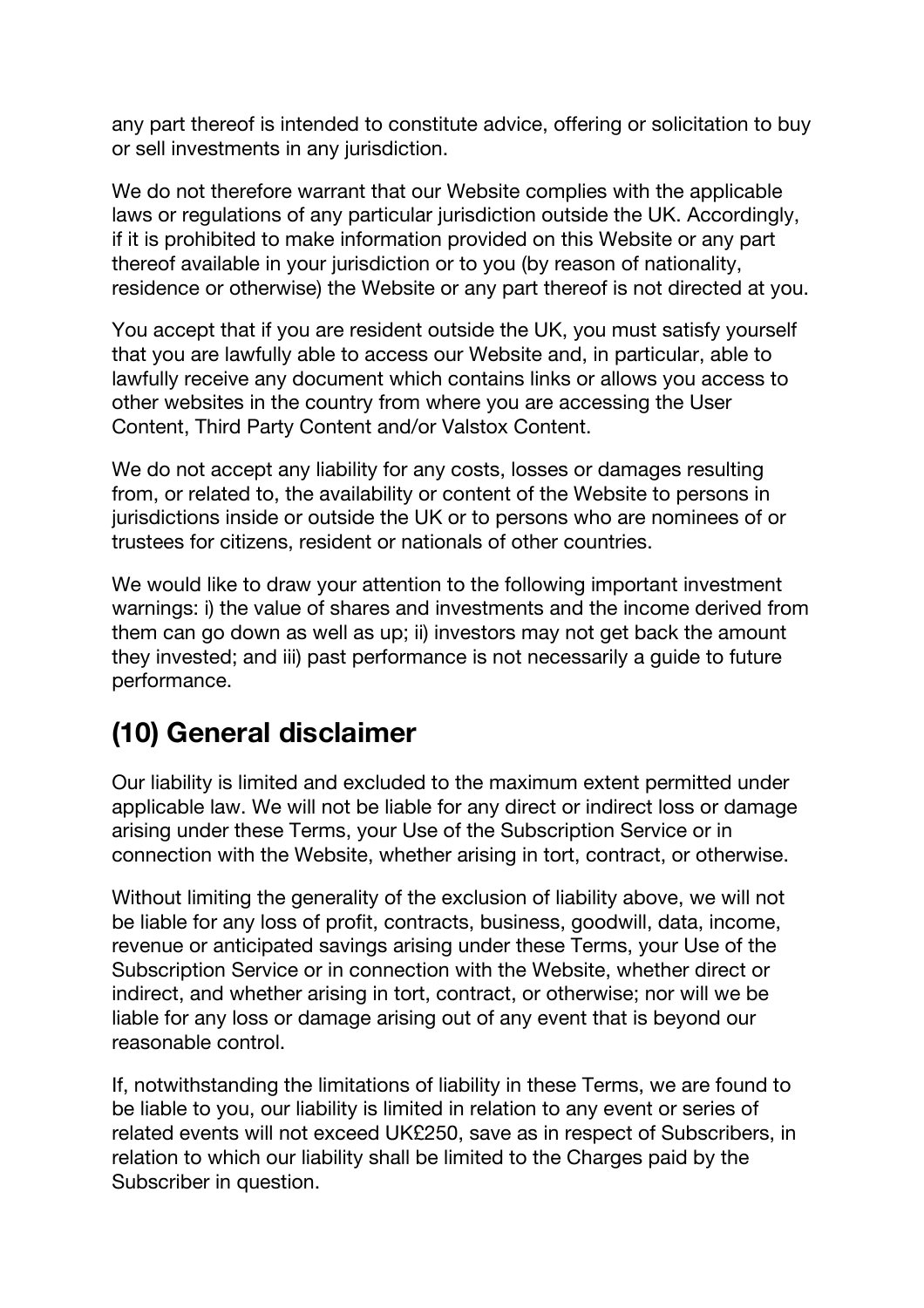any part thereof is intended to constitute advice, offering or solicitation to buy or sell investments in any jurisdiction.

We do not therefore warrant that our Website complies with the applicable laws or regulations of any particular jurisdiction outside the UK. Accordingly, if it is prohibited to make information provided on this Website or any part thereof available in your jurisdiction or to you (by reason of nationality, residence or otherwise) the Website or any part thereof is not directed at you.

You accept that if you are resident outside the UK, you must satisfy yourself that you are lawfully able to access our Website and, in particular, able to lawfully receive any document which contains links or allows you access to other websites in the country from where you are accessing the User Content, Third Party Content and/or Valstox Content.

We do not accept any liability for any costs, losses or damages resulting from, or related to, the availability or content of the Website to persons in jurisdictions inside or outside the UK or to persons who are nominees of or trustees for citizens, resident or nationals of other countries.

We would like to draw your attention to the following important investment warnings: i) the value of shares and investments and the income derived from them can go down as well as up; ii) investors may not get back the amount they invested; and iii) past performance is not necessarily a guide to future performance.

## (10) General disclaimer

Our liability is limited and excluded to the maximum extent permitted under applicable law. We will not be liable for any direct or indirect loss or damage arising under these Terms, your Use of the Subscription Service or in connection with the Website, whether arising in tort, contract, or otherwise.

Without limiting the generality of the exclusion of liability above, we will not be liable for any loss of profit, contracts, business, goodwill, data, income, revenue or anticipated savings arising under these Terms, your Use of the Subscription Service or in connection with the Website, whether direct or indirect, and whether arising in tort, contract, or otherwise; nor will we be liable for any loss or damage arising out of any event that is beyond our reasonable control.

If, notwithstanding the limitations of liability in these Terms, we are found to be liable to you, our liability is limited in relation to any event or series of related events will not exceed UK£250, save as in respect of Subscribers, in relation to which our liability shall be limited to the Charges paid by the Subscriber in question.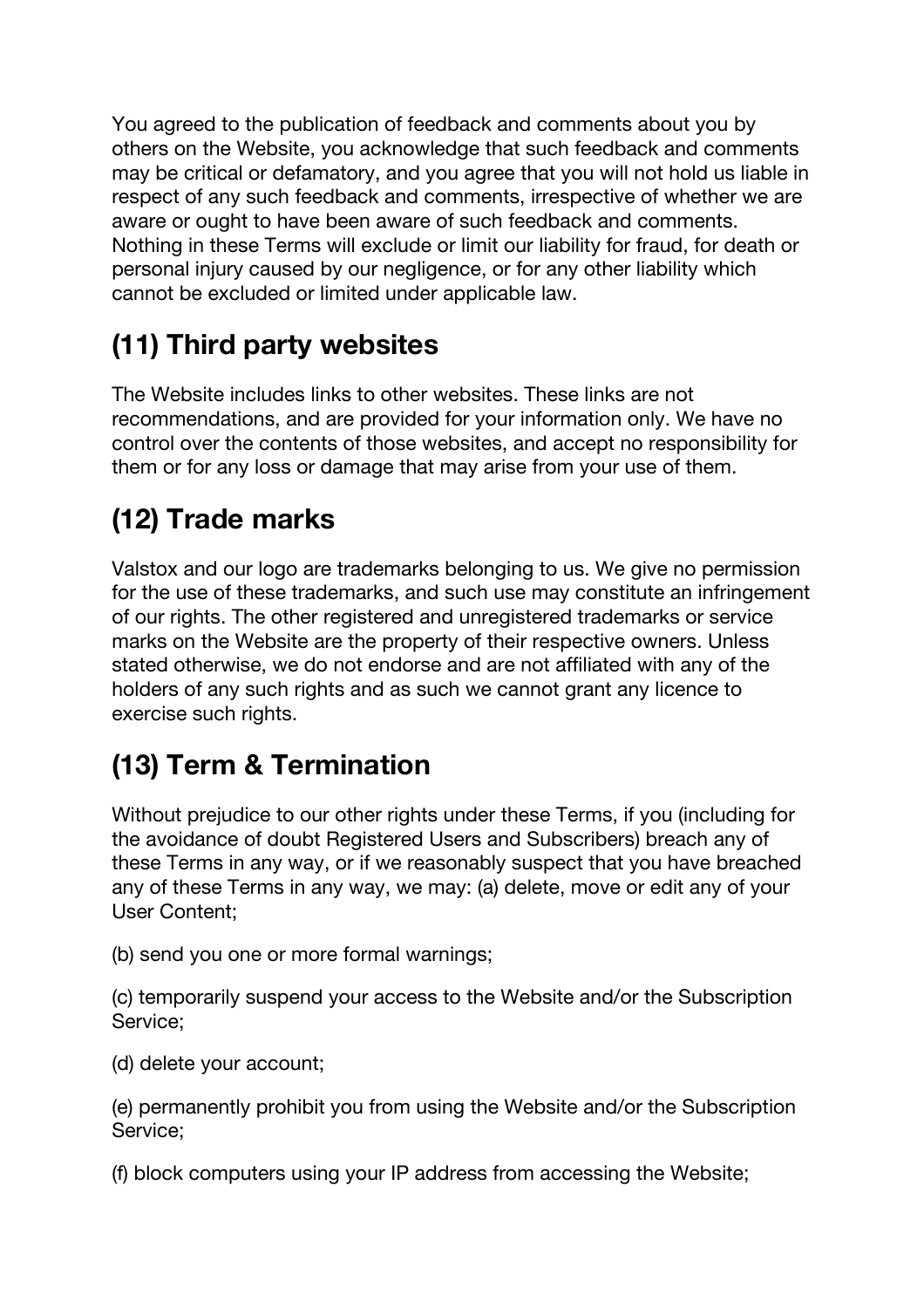You agreed to the publication of feedback and comments about you by others on the Website, you acknowledge that such feedback and comments may be critical or defamatory, and you agree that you will not hold us liable in respect of any such feedback and comments, irrespective of whether we are aware or ought to have been aware of such feedback and comments. Nothing in these Terms will exclude or limit our liability for fraud, for death or personal injury caused by our negligence, or for any other liability which cannot be excluded or limited under applicable law.

## (11) Third party websites

The Website includes links to other websites. These links are not recommendations, and are provided for your information only. We have no control over the contents of those websites, and accept no responsibility for them or for any loss or damage that may arise from your use of them.

## (12) Trade marks

Valstox and our logo are trademarks belonging to us. We give no permission for the use of these trademarks, and such use may constitute an infringement of our rights. The other registered and unregistered trademarks or service marks on the Website are the property of their respective owners. Unless stated otherwise, we do not endorse and are not affiliated with any of the holders of any such rights and as such we cannot grant any licence to exercise such rights.

## (13) Term & Termination

Without prejudice to our other rights under these Terms, if you (including for the avoidance of doubt Registered Users and Subscribers) breach any of these Terms in any way, or if we reasonably suspect that you have breached any of these Terms in any way, we may: (a) delete, move or edit any of your User Content;

(b) send you one or more formal warnings;

(c) temporarily suspend your access to the Website and/or the Subscription Service;

(d) delete your account;

(e) permanently prohibit you from using the Website and/or the Subscription Service;

(f) block computers using your IP address from accessing the Website;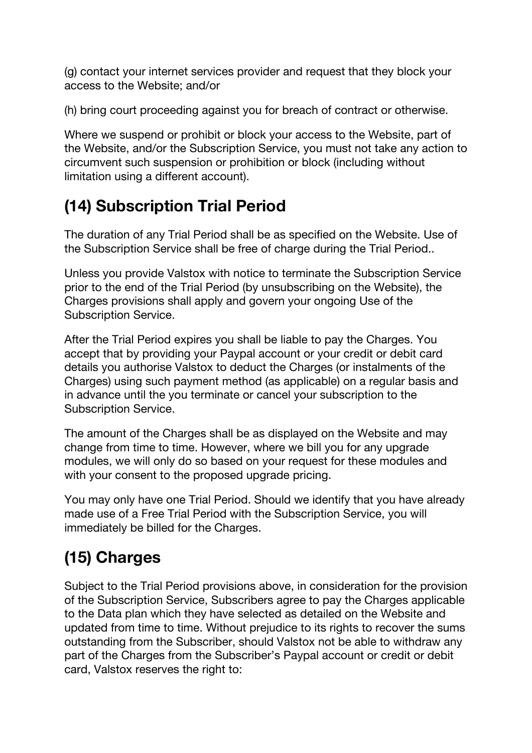(g) contact your internet services provider and request that they block your access to the Website; and/or

(h) bring court proceeding against you for breach of contract or otherwise.

Where we suspend or prohibit or block your access to the Website, part of the Website, and/or the Subscription Service, you must not take any action to circumvent such suspension or prohibition or block (including without limitation using a different account).

## (14) Subscription Trial Period

The duration of any Trial Period shall be as specified on the Website. Use of the Subscription Service shall be free of charge during the Trial Period..

Unless you provide Valstox with notice to terminate the Subscription Service prior to the end of the Trial Period (by unsubscribing on the Website), the Charges provisions shall apply and govern your ongoing Use of the Subscription Service.

After the Trial Period expires you shall be liable to pay the Charges. You accept that by providing your Paypal account or your credit or debit card details you authorise Valstox to deduct the Charges (or instalments of the Charges) using such payment method (as applicable) on a regular basis and in advance until the you terminate or cancel your subscription to the Subscription Service.

The amount of the Charges shall be as displayed on the Website and may change from time to time. However, where we bill you for any upgrade modules, we will only do so based on your request for these modules and with your consent to the proposed upgrade pricing.

You may only have one Trial Period. Should we identify that you have already made use of a Free Trial Period with the Subscription Service, you will immediately be billed for the Charges.

## (15) Charges

Subject to the Trial Period provisions above, in consideration for the provision of the Subscription Service, Subscribers agree to pay the Charges applicable to the Data plan which they have selected as detailed on the Website and updated from time to time. Without prejudice to its rights to recover the sums outstanding from the Subscriber, should Valstox not be able to withdraw any part of the Charges from the Subscriber's Paypal account or credit or debit card, Valstox reserves the right to: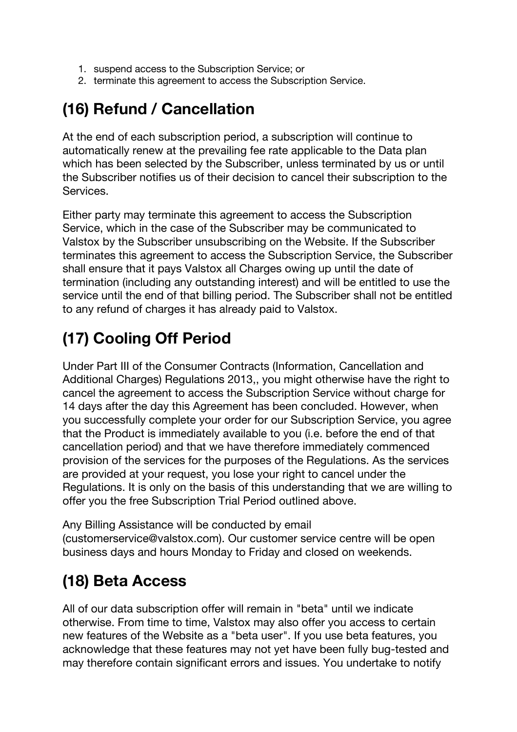1. suspend access to the Subscription Service; or
2. terminate this agreement to access the Subscription Service.

## (16) Refund / Cancellation

At the end of each subscription period, a subscription will continue to automatically renew at the prevailing fee rate applicable to the Data plan which has been selected by the Subscriber, unless terminated by us or until the Subscriber notifies us of their decision to cancel their subscription to the Services.

Either party may terminate this agreement to access the Subscription Service, which in the case of the Subscriber may be communicated to Valstox by the Subscriber unsubscribing on the Website. If the Subscriber terminates this agreement to access the Subscription Service, the Subscriber shall ensure that it pays Valstox all Charges owing up until the date of termination (including any outstanding interest) and will be entitled to use the service until the end of that billing period. The Subscriber shall not be entitled to any refund of charges it has already paid to Valstox.

## (17) Cooling Off Period

Under Part III of the Consumer Contracts (Information, Cancellation and Additional Charges) Regulations 2013,, you might otherwise have the right to cancel the agreement to access the Subscription Service without charge for 14 days after the day this Agreement has been concluded. However, when you successfully complete your order for our Subscription Service, you agree that the Product is immediately available to you (i.e. before the end of that cancellation period) and that we have therefore immediately commenced provision of the services for the purposes of the Regulations. As the services are provided at your request, you lose your right to cancel under the Regulations. It is only on the basis of this understanding that we are willing to offer you the free Subscription Trial Period outlined above.

Any Billing Assistance will be conducted by email (customerservice@valstox.com). Our customer service centre will be open business days and hours Monday to Friday and closed on weekends.

## (18) Beta Access

All of our data subscription offer will remain in "beta" until we indicate otherwise. From time to time, Valstox may also offer you access to certain new features of the Website as a "beta user". If you use beta features, you acknowledge that these features may not yet have been fully bug-tested and may therefore contain significant errors and issues. You undertake to notify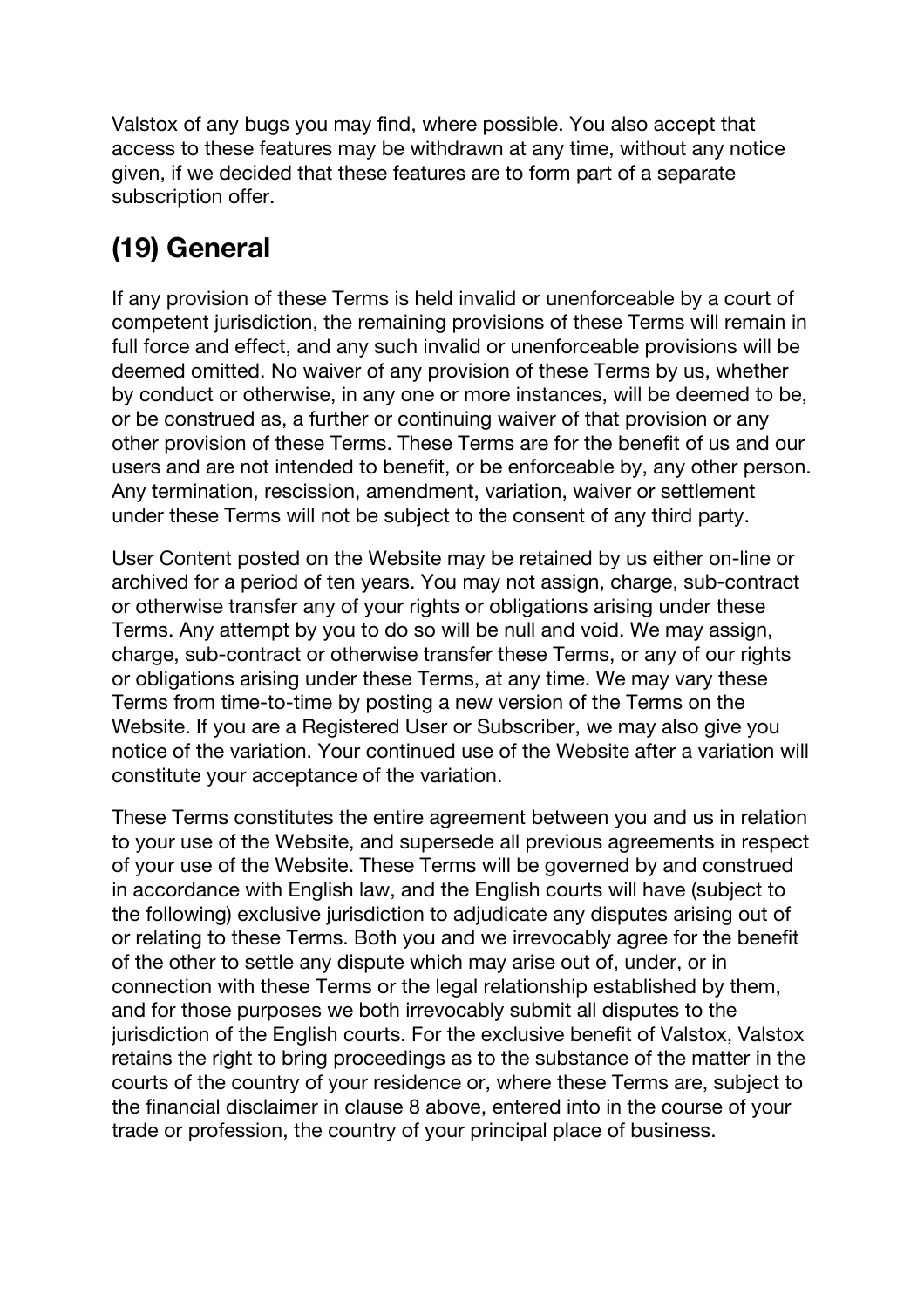Valstox of any bugs you may find, where possible. You also accept that access to these features may be withdrawn at any time, without any notice given, if we decided that these features are to form part of a separate subscription offer.

## (19) General

If any provision of these Terms is held invalid or unenforceable by a court of competent jurisdiction, the remaining provisions of these Terms will remain in full force and effect, and any such invalid or unenforceable provisions will be deemed omitted. No waiver of any provision of these Terms by us, whether by conduct or otherwise, in any one or more instances, will be deemed to be, or be construed as, a further or continuing waiver of that provision or any other provision of these Terms. These Terms are for the benefit of us and our users and are not intended to benefit, or be enforceable by, any other person. Any termination, rescission, amendment, variation, waiver or settlement under these Terms will not be subject to the consent of any third party.

User Content posted on the Website may be retained by us either on-line or archived for a period of ten years. You may not assign, charge, sub-contract or otherwise transfer any of your rights or obligations arising under these Terms. Any attempt by you to do so will be null and void. We may assign, charge, sub-contract or otherwise transfer these Terms, or any of our rights or obligations arising under these Terms, at any time. We may vary these Terms from time-to-time by posting a new version of the Terms on the Website. If you are a Registered User or Subscriber, we may also give you notice of the variation. Your continued use of the Website after a variation will constitute your acceptance of the variation.

These Terms constitutes the entire agreement between you and us in relation to your use of the Website, and supersede all previous agreements in respect of your use of the Website. These Terms will be governed by and construed in accordance with English law, and the English courts will have (subject to the following) exclusive jurisdiction to adjudicate any disputes arising out of or relating to these Terms. Both you and we irrevocably agree for the benefit of the other to settle any dispute which may arise out of, under, or in connection with these Terms or the legal relationship established by them, and for those purposes we both irrevocably submit all disputes to the jurisdiction of the English courts. For the exclusive benefit of Valstox, Valstox retains the right to bring proceedings as to the substance of the matter in the courts of the country of your residence or, where these Terms are, subject to the financial disclaimer in clause 8 above, entered into in the course of your trade or profession, the country of your principal place of business.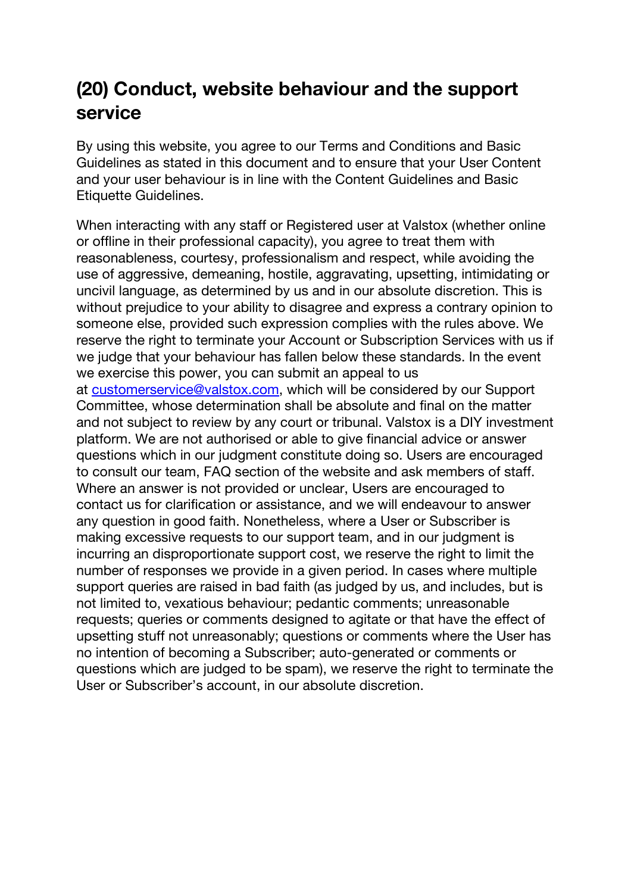## (20) Conduct, website behaviour and the support service

By using this website, you agree to our Terms and Conditions and Basic Guidelines as stated in this document and to ensure that your User Content and your user behaviour is in line with the Content Guidelines and Basic Etiquette Guidelines.

When interacting with any staff or Registered user at Valstox (whether online or offline in their professional capacity), you agree to treat them with reasonableness, courtesy, professionalism and respect, while avoiding the use of aggressive, demeaning, hostile, aggravating, upsetting, intimidating or uncivil language, as determined by us and in our absolute discretion. This is without prejudice to your ability to disagree and express a contrary opinion to someone else, provided such expression complies with the rules above. We reserve the right to terminate your Account or Subscription Services with us if we judge that your behaviour has fallen below these standards. In the event we exercise this power, you can submit an appeal to us at [customerservice@valstox.com](mailto:customerservice@valstox.com), which will be considered by our Support Committee, whose determination shall be absolute and final on the matter and not subject to review by any court or tribunal. Valstox is a DIY investment platform. We are not authorised or able to give financial advice or answer questions which in our judgment constitute doing so. Users are encouraged to consult our team, FAQ section of the website and ask members of staff. Where an answer is not provided or unclear, Users are encouraged to contact us for clarification or assistance, and we will endeavour to answer any question in good faith. Nonetheless, where a User or Subscriber is making excessive requests to our support team, and in our judgment is incurring an disproportionate support cost, we reserve the right to limit the number of responses we provide in a given period. In cases where multiple support queries are raised in bad faith (as judged by us, and includes, but is not limited to, vexatious behaviour; pedantic comments; unreasonable requests; queries or comments designed to agitate or that have the effect of upsetting stuff not unreasonably; questions or comments where the User has no intention of becoming a Subscriber; auto-generated or comments or questions which are judged to be spam), we reserve the right to terminate the User or Subscriber's account, in our absolute discretion.